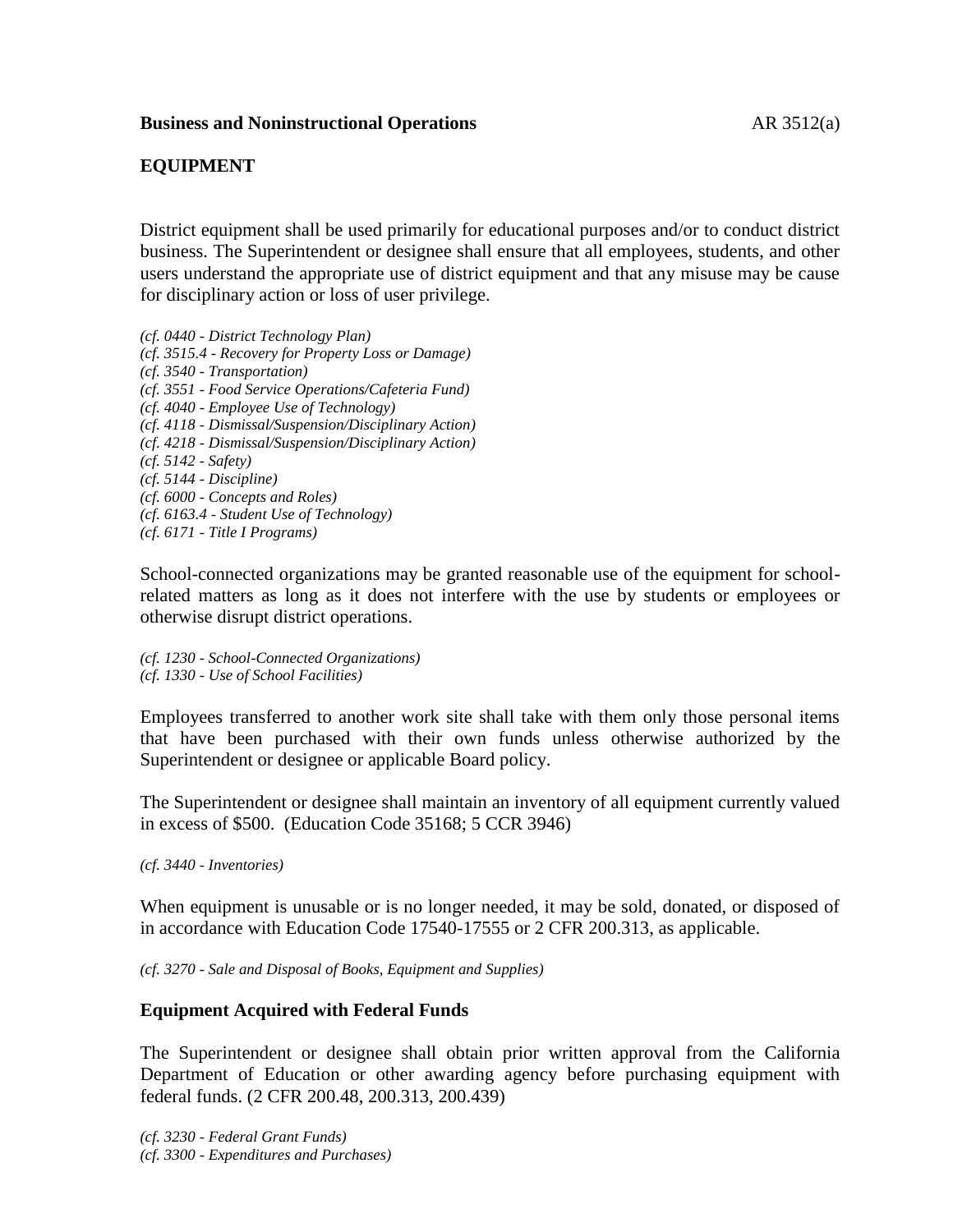**Business and Noninstructional Operations** AR 3512(a)

## EQUIPMENT

District equipment shall be used primarily for educational purposes and/or to conduct district business. The Superintendent or designee shall ensure that all employees, students, and other users understand the appropriate use of district equipment and that any misuse may be cause for disciplinary action or loss of user privilege.

*(cf. 0440 - District Technology Plan)*
*(cf. 3515.4 - Recovery for Property Loss or Damage)*
*(cf. 3540 - Transportation)*
*(cf. 3551 - Food Service Operations/Cafeteria Fund)*
*(cf. 4040 - Employee Use of Technology)*
*(cf. 4118 - Dismissal/Suspension/Disciplinary Action)*
*(cf. 4218 - Dismissal/Suspension/Disciplinary Action)*
*(cf. 5142 - Safety)*
*(cf. 5144 - Discipline)*
*(cf. 6000 - Concepts and Roles)*
*(cf. 6163.4 - Student Use of Technology)*
*(cf. 6171 - Title I Programs)*

School-connected organizations may be granted reasonable use of the equipment for school-related matters as long as it does not interfere with the use by students or employees or otherwise disrupt district operations.

*(cf. 1230 - School-Connected Organizations)*
*(cf. 1330 - Use of School Facilities)*

Employees transferred to another work site shall take with them only those personal items that have been purchased with their own funds unless otherwise authorized by the Superintendent or designee or applicable Board policy.

The Superintendent or designee shall maintain an inventory of all equipment currently valued in excess of $500. (Education Code 35168; 5 CCR 3946)

*(cf. 3440 - Inventories)*

When equipment is unusable or is no longer needed, it may be sold, donated, or disposed of in accordance with Education Code 17540-17555 or 2 CFR 200.313, as applicable.

*(cf. 3270 - Sale and Disposal of Books, Equipment and Supplies)*

### Equipment Acquired with Federal Funds

The Superintendent or designee shall obtain prior written approval from the California Department of Education or other awarding agency before purchasing equipment with federal funds. (2 CFR 200.48, 200.313, 200.439)

*(cf. 3230 - Federal Grant Funds)*
*(cf. 3300 - Expenditures and Purchases)*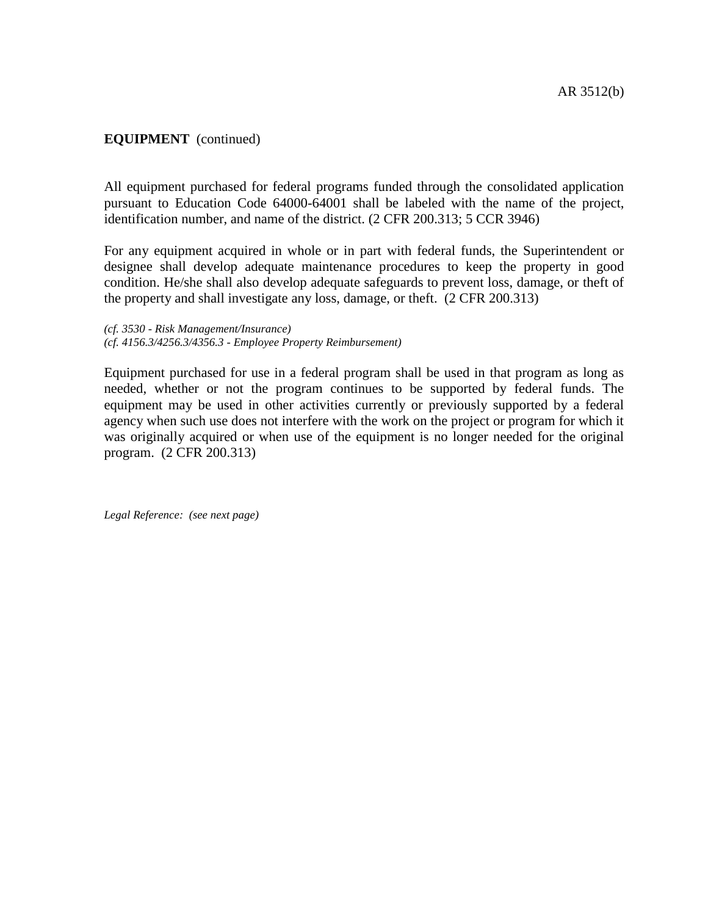**EQUIPMENT** (continued)

All equipment purchased for federal programs funded through the consolidated application pursuant to Education Code 64000-64001 shall be labeled with the name of the project, identification number, and name of the district. (2 CFR 200.313; 5 CCR 3946)

For any equipment acquired in whole or in part with federal funds, the Superintendent or designee shall develop adequate maintenance procedures to keep the property in good condition. He/she shall also develop adequate safeguards to prevent loss, damage, or theft of the property and shall investigate any loss, damage, or theft. (2 CFR 200.313)

*(cf. 3530 - Risk Management/Insurance)*
*(cf. 4156.3/4256.3/4356.3 - Employee Property Reimbursement)*

Equipment purchased for use in a federal program shall be used in that program as long as needed, whether or not the program continues to be supported by federal funds. The equipment may be used in other activities currently or previously supported by a federal agency when such use does not interfere with the work on the project or program for which it was originally acquired or when use of the equipment is no longer needed for the original program. (2 CFR 200.313)

*Legal Reference: (see next page)*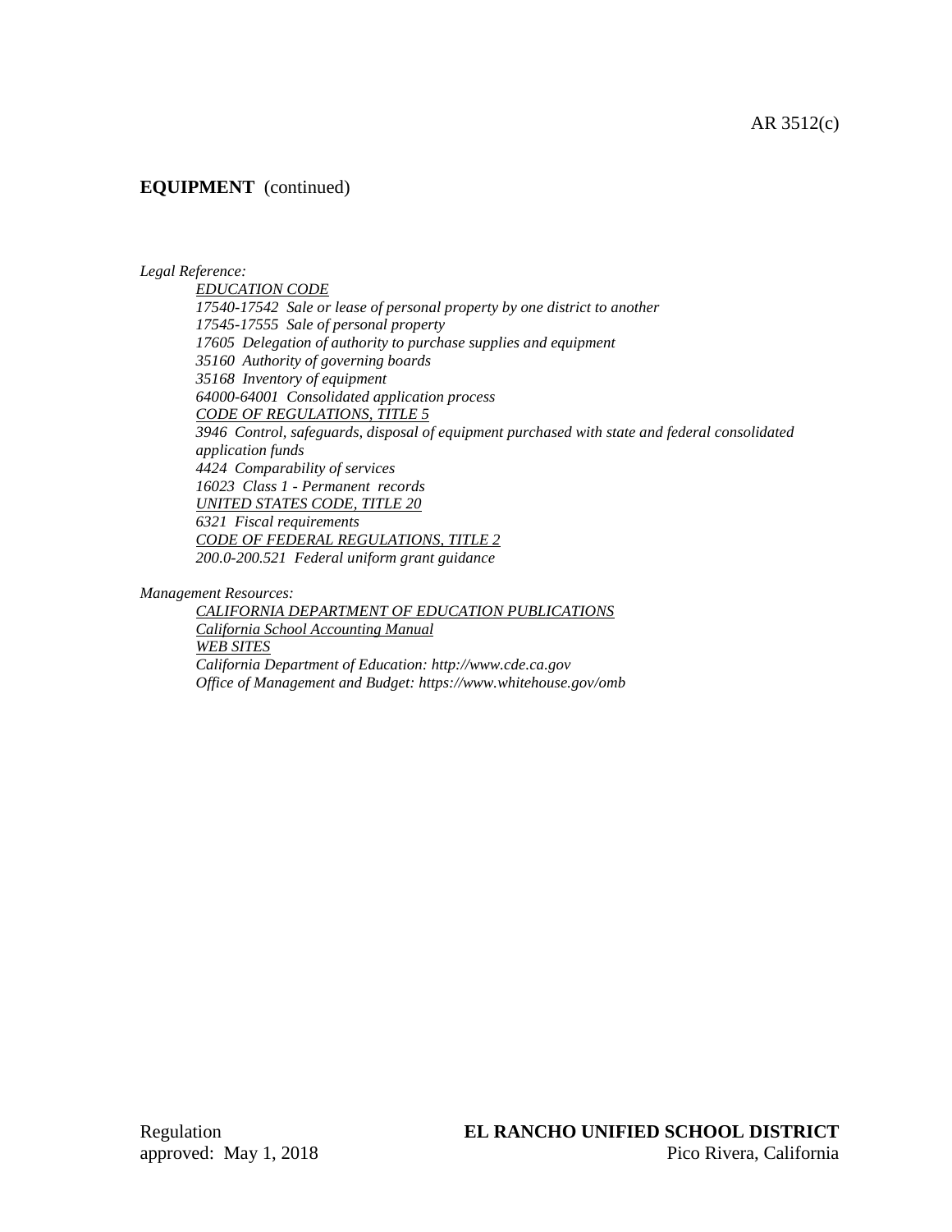**EQUIPMENT** (continued)

*Legal Reference:*

*EDUCATION CODE*
*17540-17542 Sale or lease of personal property by one district to another*
*17545-17555 Sale of personal property*
*17605 Delegation of authority to purchase supplies and equipment*
*35160 Authority of governing boards*
*35168 Inventory of equipment*
*64000-64001 Consolidated application process*
*CODE OF REGULATIONS, TITLE 5*
*3946 Control, safeguards, disposal of equipment purchased with state and federal consolidated application funds*
*4424 Comparability of services*
*16023 Class 1 - Permanent records*
*UNITED STATES CODE, TITLE 20*
*6321 Fiscal requirements*
*CODE OF FEDERAL REGULATIONS, TITLE 2*
*200.0-200.521 Federal uniform grant guidance*

*Management Resources:*

*CALIFORNIA DEPARTMENT OF EDUCATION PUBLICATIONS*
*California School Accounting Manual*
*WEB SITES*
*California Department of Education: http://www.cde.ca.gov*
*Office of Management and Budget: https://www.whitehouse.gov/omb*

Regulation approved: May 1, 2018

**EL RANCHO UNIFIED SCHOOL DISTRICT**
Pico Rivera, California